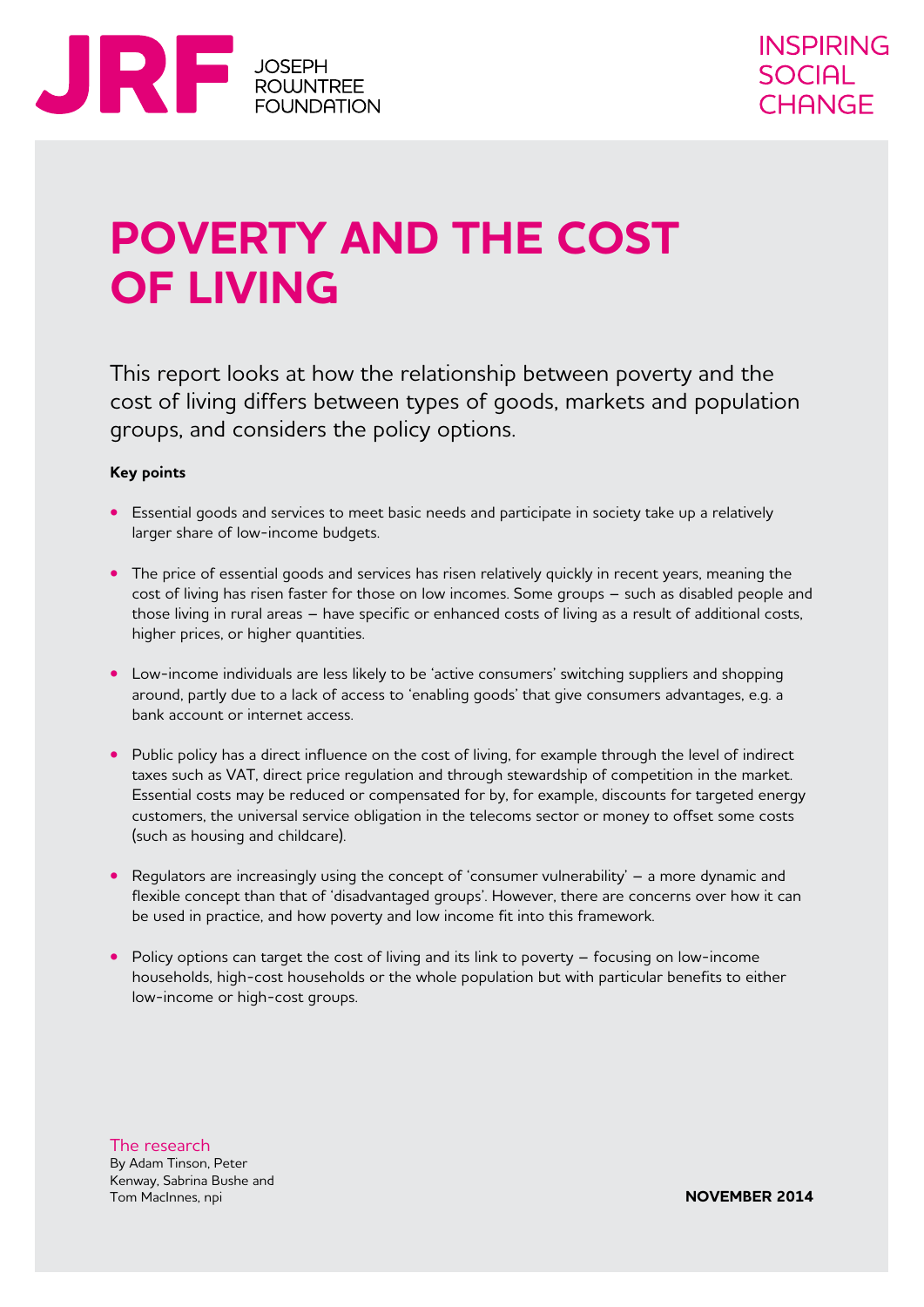JRF JOSEPH ROWNTREE FOUNDATION

INSPIRING SOCIAL CHANGE

# POVERTY AND THE COST OF LIVING

This report looks at how the relationship between poverty and the cost of living differs between types of goods, markets and population groups, and considers the policy options.

**Key points**

- Essential goods and services to meet basic needs and participate in society take up a relatively larger share of low-income budgets.
- The price of essential goods and services has risen relatively quickly in recent years, meaning the cost of living has risen faster for those on low incomes. Some groups – such as disabled people and those living in rural areas – have specific or enhanced costs of living as a result of additional costs, higher prices, or higher quantities.
- Low-income individuals are less likely to be 'active consumers' switching suppliers and shopping around, partly due to a lack of access to 'enabling goods' that give consumers advantages, e.g. a bank account or internet access.
- Public policy has a direct influence on the cost of living, for example through the level of indirect taxes such as VAT, direct price regulation and through stewardship of competition in the market. Essential costs may be reduced or compensated for by, for example, discounts for targeted energy customers, the universal service obligation in the telecoms sector or money to offset some costs (such as housing and childcare).
- Regulators are increasingly using the concept of 'consumer vulnerability' – a more dynamic and flexible concept than that of 'disadvantaged groups'. However, there are concerns over how it can be used in practice, and how poverty and low income fit into this framework.
- Policy options can target the cost of living and its link to poverty – focusing on low-income households, high-cost households or the whole population but with particular benefits to either low-income or high-cost groups.

The research
By Adam Tinson, Peter Kenway, Sabrina Bushe and Tom MacInnes, npi

**NOVEMBER 2014**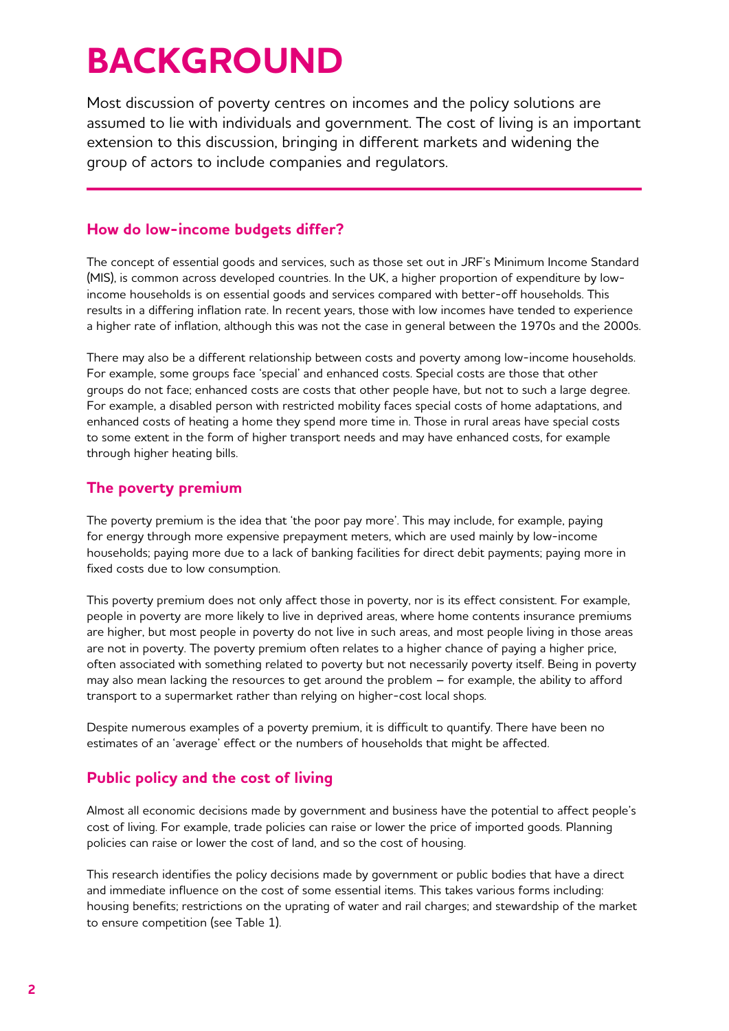# BACKGROUND

Most discussion of poverty centres on incomes and the policy solutions are assumed to lie with individuals and government. The cost of living is an important extension to this discussion, bringing in different markets and widening the group of actors to include companies and regulators.

## How do low-income budgets differ?

The concept of essential goods and services, such as those set out in JRF's Minimum Income Standard (MIS), is common across developed countries. In the UK, a higher proportion of expenditure by low-income households is on essential goods and services compared with better-off households. This results in a differing inflation rate. In recent years, those with low incomes have tended to experience a higher rate of inflation, although this was not the case in general between the 1970s and the 2000s.

There may also be a different relationship between costs and poverty among low-income households. For example, some groups face 'special' and enhanced costs. Special costs are those that other groups do not face; enhanced costs are costs that other people have, but not to such a large degree. For example, a disabled person with restricted mobility faces special costs of home adaptations, and enhanced costs of heating a home they spend more time in. Those in rural areas have special costs to some extent in the form of higher transport needs and may have enhanced costs, for example through higher heating bills.

## The poverty premium

The poverty premium is the idea that 'the poor pay more'. This may include, for example, paying for energy through more expensive prepayment meters, which are used mainly by low-income households; paying more due to a lack of banking facilities for direct debit payments; paying more in fixed costs due to low consumption.

This poverty premium does not only affect those in poverty, nor is its effect consistent. For example, people in poverty are more likely to live in deprived areas, where home contents insurance premiums are higher, but most people in poverty do not live in such areas, and most people living in those areas are not in poverty. The poverty premium often relates to a higher chance of paying a higher price, often associated with something related to poverty but not necessarily poverty itself. Being in poverty may also mean lacking the resources to get around the problem – for example, the ability to afford transport to a supermarket rather than relying on higher-cost local shops.

Despite numerous examples of a poverty premium, it is difficult to quantify. There have been no estimates of an 'average' effect or the numbers of households that might be affected.

## Public policy and the cost of living

Almost all economic decisions made by government and business have the potential to affect people's cost of living. For example, trade policies can raise or lower the price of imported goods. Planning policies can raise or lower the cost of land, and so the cost of housing.

This research identifies the policy decisions made by government or public bodies that have a direct and immediate influence on the cost of some essential items. This takes various forms including: housing benefits; restrictions on the uprating of water and rail charges; and stewardship of the market to ensure competition (see Table 1).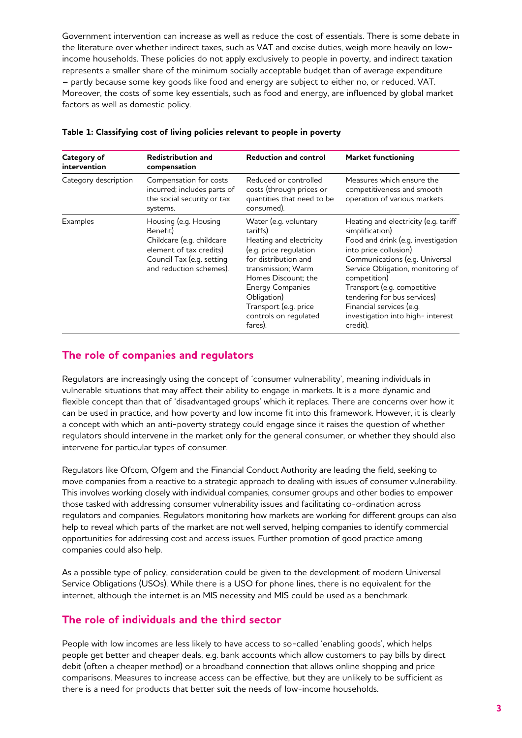Government intervention can increase as well as reduce the cost of essentials. There is some debate in the literature over whether indirect taxes, such as VAT and excise duties, weigh more heavily on low-income households. These policies do not apply exclusively to people in poverty, and indirect taxation represents a smaller share of the minimum socially acceptable budget than of average expenditure – partly because some key goods like food and energy are subject to either no, or reduced, VAT. Moreover, the costs of some key essentials, such as food and energy, are influenced by global market factors as well as domestic policy.

**Table 1: Classifying cost of living policies relevant to people in poverty**

| Category of intervention | Redistribution and compensation | Reduction and control | Market functioning |
|---|---|---|---|
| Category description | Compensation for costs incurred; includes parts of the social security or tax systems. | Reduced or controlled costs (through prices or quantities that need to be consumed). | Measures which ensure the competitiveness and smooth operation of various markets. |
| Examples | Housing (e.g. Housing Benefit)<br>Childcare (e.g. childcare element of tax credits)<br>Council Tax (e.g. setting and reduction schemes). | Water (e.g. voluntary tariffs)<br>Heating and electricity (e.g. price regulation for distribution and transmission; Warm Homes Discount; the Energy Companies Obligation)<br>Transport (e.g. price controls on regulated fares). | Heating and electricity (e.g. tariff simplification)<br>Food and drink (e.g. investigation into price collusion)<br>Communications (e.g. Universal Service Obligation, monitoring of competition)<br>Transport (e.g. competitive tendering for bus services)<br>Financial services (e.g. investigation into high- interest credit). |

## The role of companies and regulators

Regulators are increasingly using the concept of 'consumer vulnerability', meaning individuals in vulnerable situations that may affect their ability to engage in markets. It is a more dynamic and flexible concept than that of 'disadvantaged groups' which it replaces. There are concerns over how it can be used in practice, and how poverty and low income fit into this framework. However, it is clearly a concept with which an anti-poverty strategy could engage since it raises the question of whether regulators should intervene in the market only for the general consumer, or whether they should also intervene for particular types of consumer.

Regulators like Ofcom, Ofgem and the Financial Conduct Authority are leading the field, seeking to move companies from a reactive to a strategic approach to dealing with issues of consumer vulnerability. This involves working closely with individual companies, consumer groups and other bodies to empower those tasked with addressing consumer vulnerability issues and facilitating co-ordination across regulators and companies. Regulators monitoring how markets are working for different groups can also help to reveal which parts of the market are not well served, helping companies to identify commercial opportunities for addressing cost and access issues. Further promotion of good practice among companies could also help.

As a possible type of policy, consideration could be given to the development of modern Universal Service Obligations (USOs). While there is a USO for phone lines, there is no equivalent for the internet, although the internet is an MIS necessity and MIS could be used as a benchmark.

## The role of individuals and the third sector

People with low incomes are less likely to have access to so-called 'enabling goods', which helps people get better and cheaper deals, e.g. bank accounts which allow customers to pay bills by direct debit (often a cheaper method) or a broadband connection that allows online shopping and price comparisons. Measures to increase access can be effective, but they are unlikely to be sufficient as there is a need for products that better suit the needs of low-income households.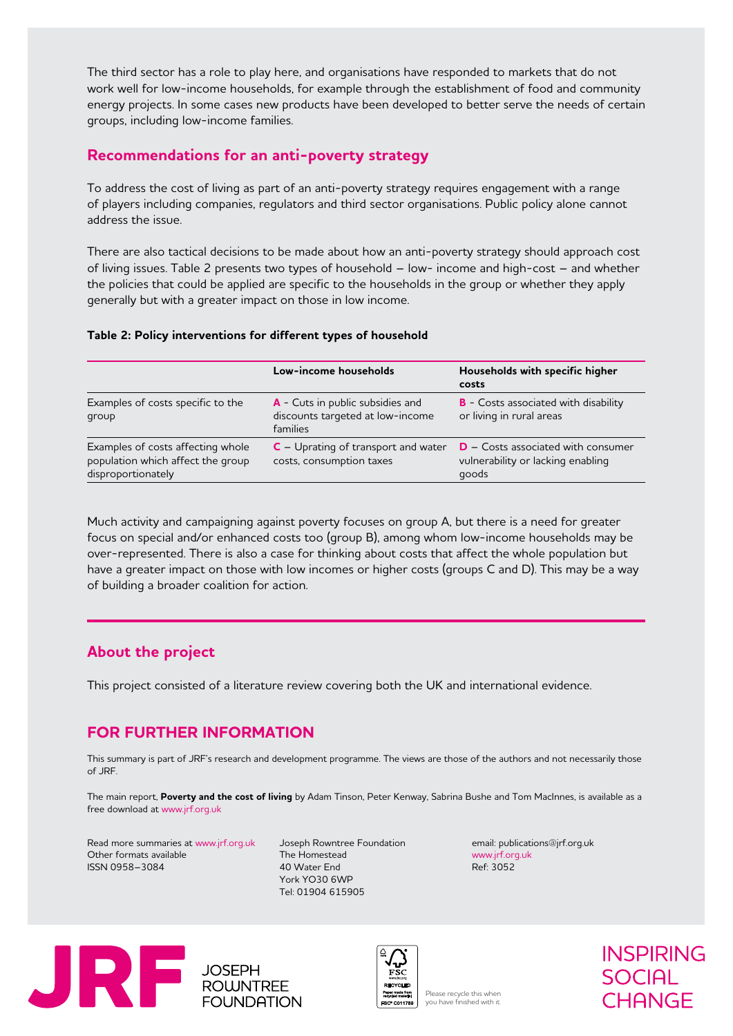The third sector has a role to play here, and organisations have responded to markets that do not work well for low-income households, for example through the establishment of food and community energy projects. In some cases new products have been developed to better serve the needs of certain groups, including low-income families.

## Recommendations for an anti-poverty strategy

To address the cost of living as part of an anti-poverty strategy requires engagement with a range of players including companies, regulators and third sector organisations. Public policy alone cannot address the issue.

There are also tactical decisions to be made about how an anti-poverty strategy should approach cost of living issues. Table 2 presents two types of household – low- income and high-cost – and whether the policies that could be applied are specific to the households in the group or whether they apply generally but with a greater impact on those in low income.

**Table 2: Policy interventions for different types of household**

| | Low-income households | Households with specific higher costs |
|---|---|---|
| Examples of costs specific to the group | **A** - Cuts in public subsidies and discounts targeted at low-income families | **B** - Costs associated with disability or living in rural areas |
| Examples of costs affecting whole population which affect the group disproportionately | **C** – Uprating of transport and water costs, consumption taxes | **D** – Costs associated with consumer vulnerability or lacking enabling goods |

Much activity and campaigning against poverty focuses on group A, but there is a need for greater focus on special and/or enhanced costs too (group B), among whom low-income households may be over-represented. There is also a case for thinking about costs that affect the whole population but have a greater impact on those with low incomes or higher costs (groups C and D). This may be a way of building a broader coalition for action.

## About the project

This project consisted of a literature review covering both the UK and international evidence.

## FOR FURTHER INFORMATION

This summary is part of JRF's research and development programme. The views are those of the authors and not necessarily those of JRF.

The main report, **Poverty and the cost of living** by Adam Tinson, Peter Kenway, Sabrina Bushe and Tom MacInnes, is available as a free download at www.jrf.org.uk

Read more summaries at www.jrf.org.uk
Other formats available
ISSN 0958–3084

Joseph Rowntree Foundation
The Homestead
40 Water End
York YO30 6WP
Tel: 01904 615905

email: publications@jrf.org.uk
www.jrf.org.uk
Ref: 3052

JRF JOSEPH ROWNTREE FOUNDATION

Please recycle this when you have finished with it.

INSPIRING SOCIAL CHANGE